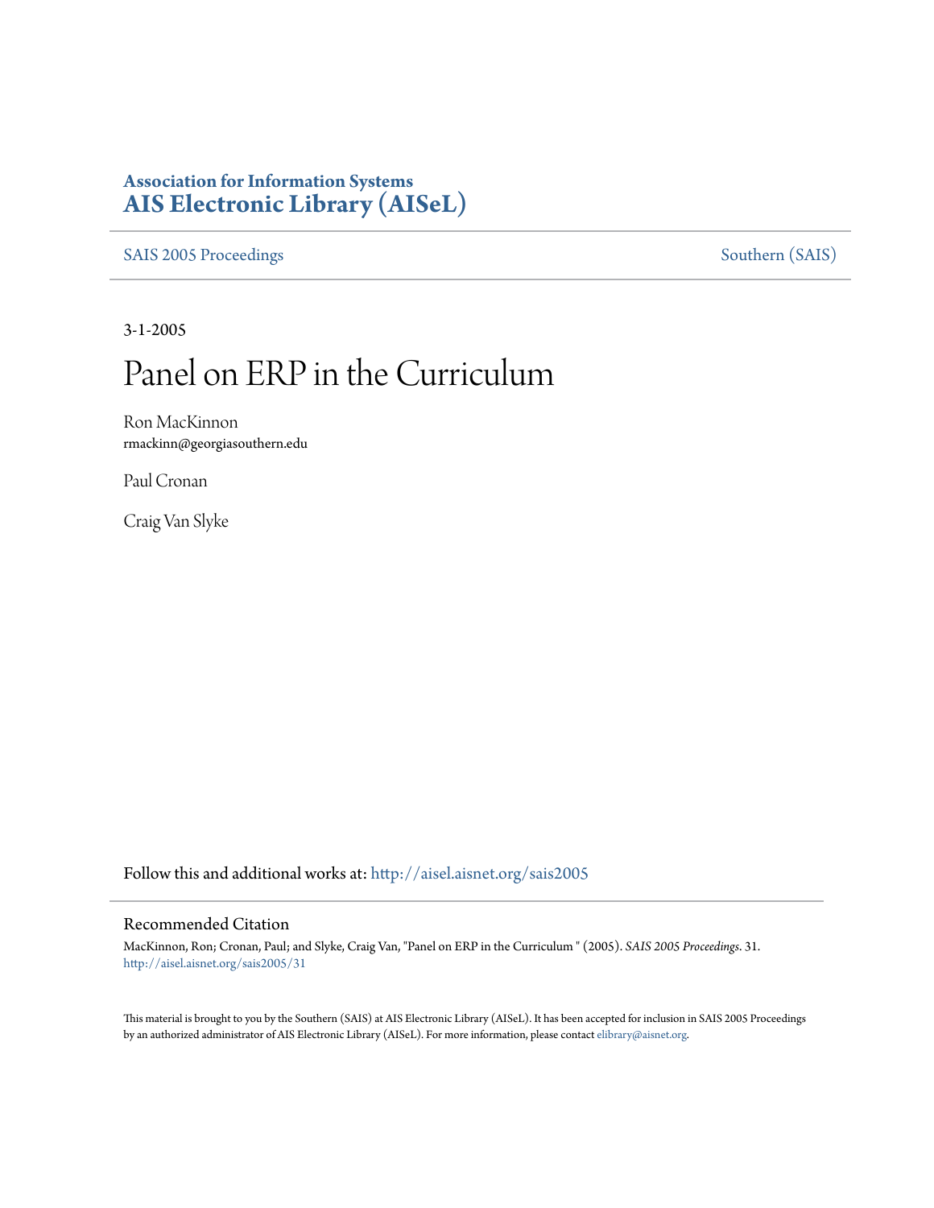**Association for Information Systems**
**AIS Electronic Library (AISeL)**

SAIS 2005 Proceedings — Southern (SAIS)

3-1-2005

# Panel on ERP in the Curriculum

Ron MacKinnon
rmackinn@georgiasouthern.edu

Paul Cronan

Craig Van Slyke

Follow this and additional works at: http://aisel.aisnet.org/sais2005

## Recommended Citation

MacKinnon, Ron; Cronan, Paul; and Slyke, Craig Van, "Panel on ERP in the Curriculum " (2005). *SAIS 2005 Proceedings*. 31.
http://aisel.aisnet.org/sais2005/31

This material is brought to you by the Southern (SAIS) at AIS Electronic Library (AISeL). It has been accepted for inclusion in SAIS 2005 Proceedings by an authorized administrator of AIS Electronic Library (AISeL). For more information, please contact elibrary@aisnet.org.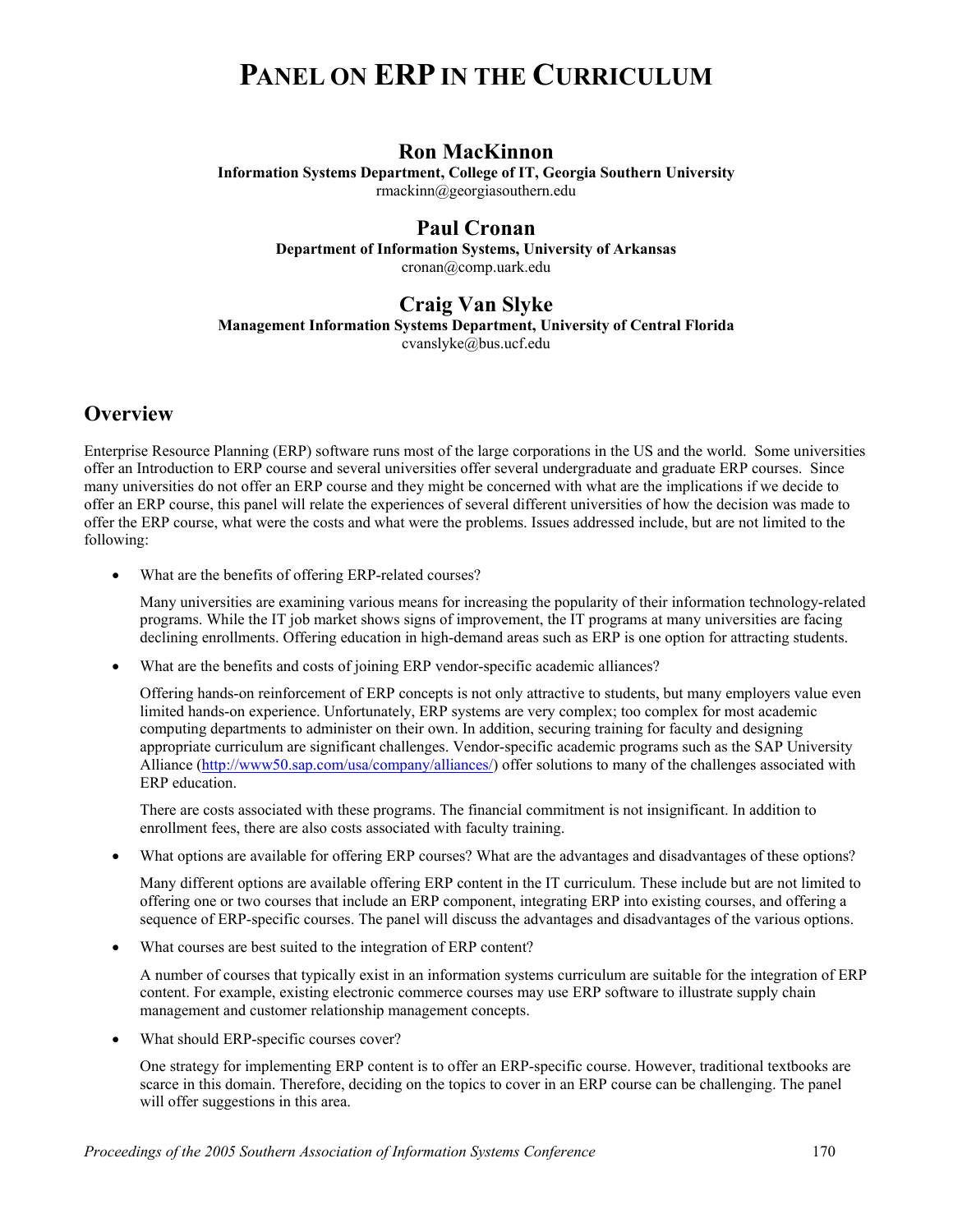// PANEL ON ERP IN THE CURRICULUM

# PANEL ON ERP IN THE CURRICULUM

## Ron MacKinnon

**Information Systems Department, College of IT, Georgia Southern University**

rmackinn@georgiasouthern.edu

## Paul Cronan

**Department of Information Systems, University of Arkansas**

cronan@comp.uark.edu

## Craig Van Slyke

**Management Information Systems Department, University of Central Florida**

cvanslyke@bus.ucf.edu

## Overview

Enterprise Resource Planning (ERP) software runs most of the large corporations in the US and the world. Some universities offer an Introduction to ERP course and several universities offer several undergraduate and graduate ERP courses. Since many universities do not offer an ERP course and they might be concerned with what are the implications if we decide to offer an ERP course, this panel will relate the experiences of several different universities of how the decision was made to offer the ERP course, what were the costs and what were the problems. Issues addressed include, but are not limited to the following:

- What are the benefits of offering ERP-related courses?

  Many universities are examining various means for increasing the popularity of their information technology-related programs. While the IT job market shows signs of improvement, the IT programs at many universities are facing declining enrollments. Offering education in high-demand areas such as ERP is one option for attracting students.

- What are the benefits and costs of joining ERP vendor-specific academic alliances?

  Offering hands-on reinforcement of ERP concepts is not only attractive to students, but many employers value even limited hands-on experience. Unfortunately, ERP systems are very complex; too complex for most academic computing departments to administer on their own. In addition, securing training for faculty and designing appropriate curriculum are significant challenges. Vendor-specific academic programs such as the SAP University Alliance (http://www50.sap.com/usa/company/alliances/) offer solutions to many of the challenges associated with ERP education.

  There are costs associated with these programs. The financial commitment is not insignificant. In addition to enrollment fees, there are also costs associated with faculty training.

- What options are available for offering ERP courses? What are the advantages and disadvantages of these options?

  Many different options are available offering ERP content in the IT curriculum. These include but are not limited to offering one or two courses that include an ERP component, integrating ERP into existing courses, and offering a sequence of ERP-specific courses. The panel will discuss the advantages and disadvantages of the various options.

- What courses are best suited to the integration of ERP content?

  A number of courses that typically exist in an information systems curriculum are suitable for the integration of ERP content. For example, existing electronic commerce courses may use ERP software to illustrate supply chain management and customer relationship management concepts.

- What should ERP-specific courses cover?

  One strategy for implementing ERP content is to offer an ERP-specific course. However, traditional textbooks are scarce in this domain. Therefore, deciding on the topics to cover in an ERP course can be challenging. The panel will offer suggestions in this area.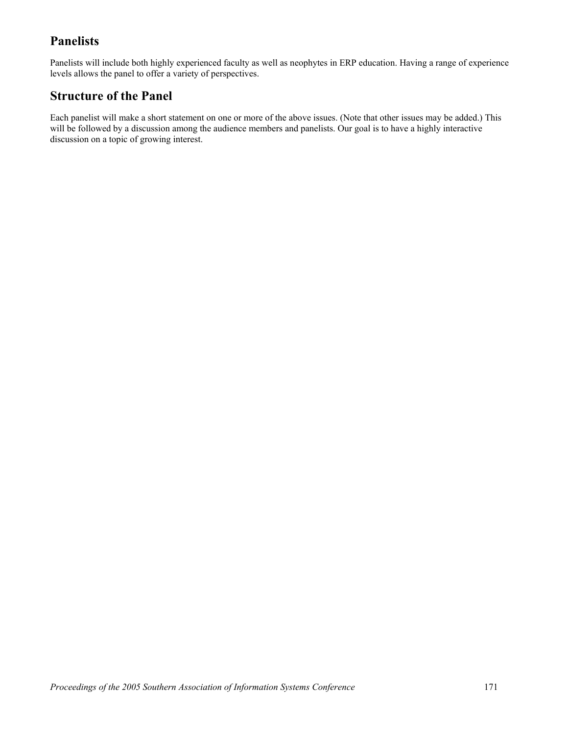## Panelists

Panelists will include both highly experienced faculty as well as neophytes in ERP education. Having a range of experience levels allows the panel to offer a variety of perspectives.

## Structure of the Panel

Each panelist will make a short statement on one or more of the above issues. (Note that other issues may be added.) This will be followed by a discussion among the audience members and panelists. Our goal is to have a highly interactive discussion on a topic of growing interest.